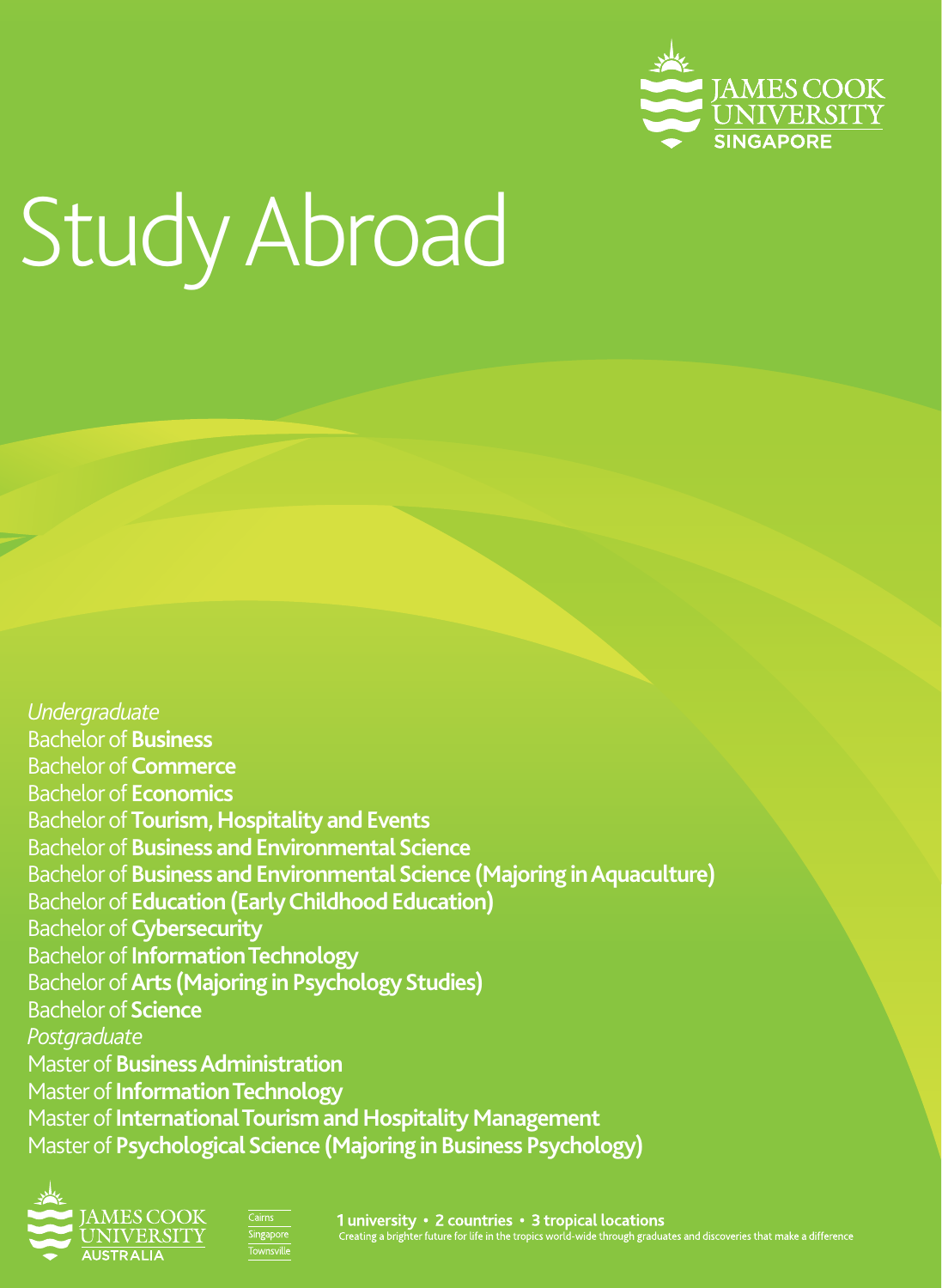JAMES COOK UNIVERSITY SINGAPORE

# Study Abroad

*Undergraduate*

Bachelor of **Business**
Bachelor of **Commerce**
Bachelor of **Economics**
Bachelor of **Tourism, Hospitality and Events**
Bachelor of **Business and Environmental Science**
Bachelor of **Business and Environmental Science (Majoring in Aquaculture)**
Bachelor of **Education (Early Childhood Education)**
Bachelor of **Cybersecurity**
Bachelor of **Information Technology**
Bachelor of **Arts (Majoring in Psychology Studies)**
Bachelor of **Science**

*Postgraduate*

Master of **Business Administration**
Master of **Information Technology**
Master of **International Tourism and Hospitality Management**
Master of **Psychological Science (Majoring in Business Psychology)**

JAMES COOK UNIVERSITY AUSTRALIA

Cairns
Singapore
Townsville

**1 university • 2 countries • 3 tropical locations**

Creating a brighter future for life in the tropics world-wide through graduates and discoveries that make a difference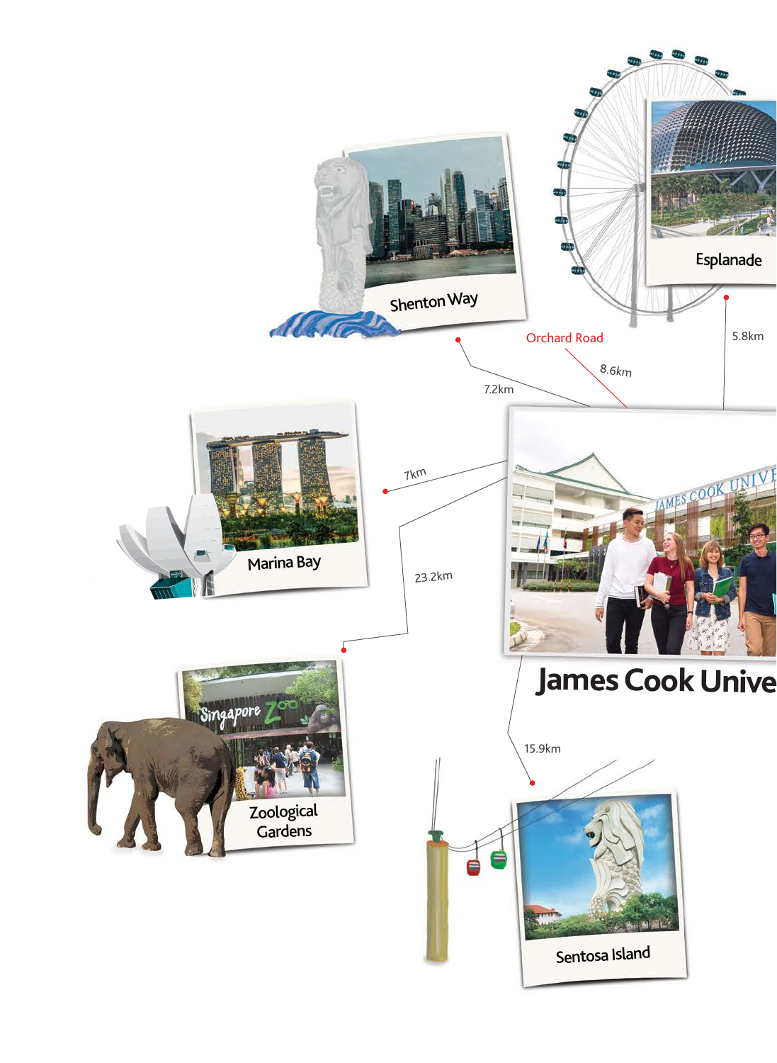# James Cook Unive

- Shenton Way — 7.2km
- Orchard Road — 8.6km
- Esplanade — 5.8km
- Marina Bay — 7km
- Zoological Gardens — 23.2km
- Sentosa Island — 15.9km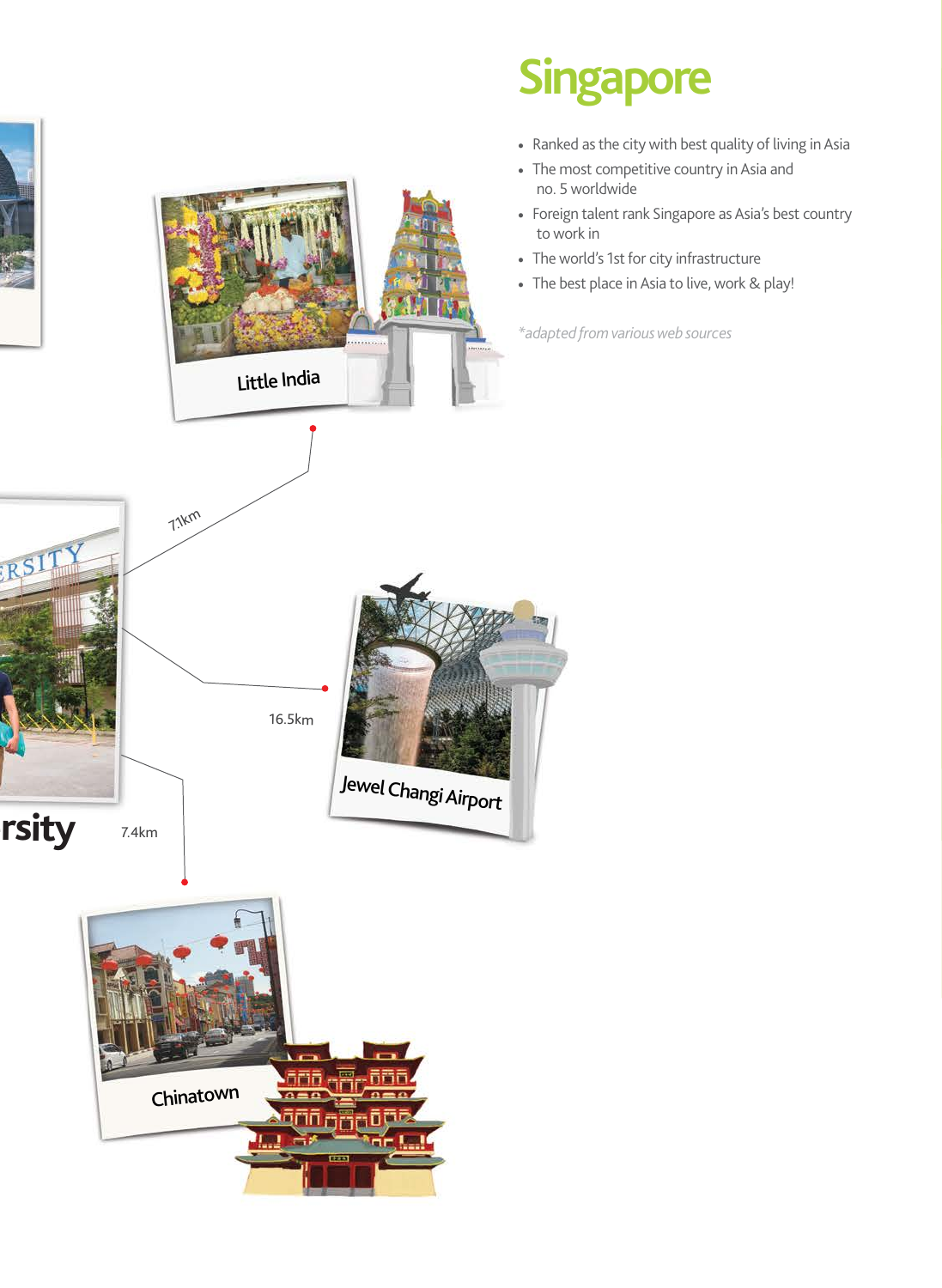# Singapore

- Ranked as the city with best quality of living in Asia
- The most competitive country in Asia and no. 5 worldwide
- Foreign talent rank Singapore as Asia's best country to work in
- The world's 1st for city infrastructure
- The best place in Asia to live, work & play!

*\*adapted from various web sources*

Little India

7.1km

Jewel Changi Airport

16.5km

rsity

7.4km

Chinatown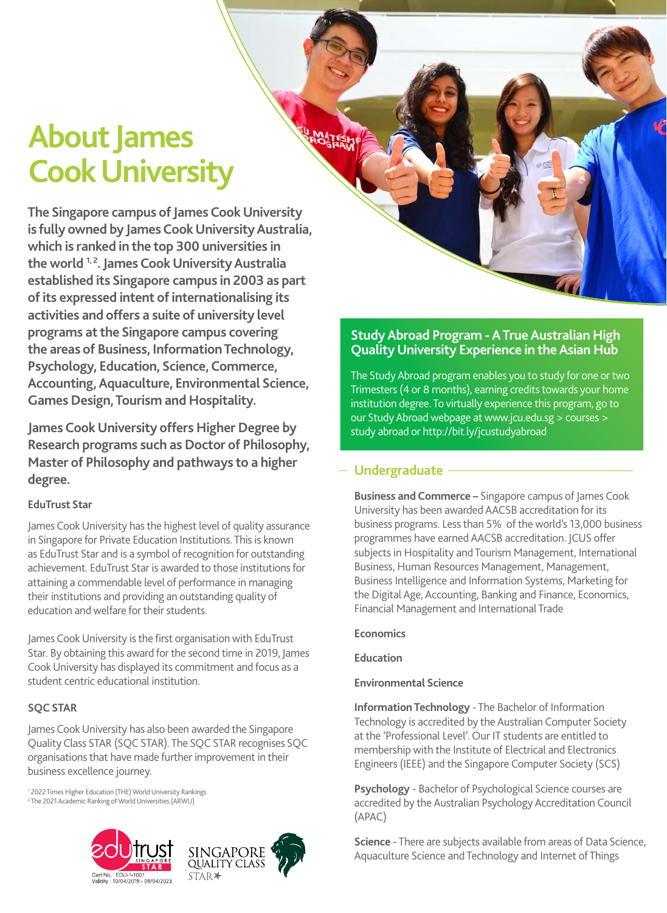# About James Cook University

**The Singapore campus of James Cook University is fully owned by James Cook University Australia, which is ranked in the top 300 universities in the world [1, 2]. James Cook University Australia established its Singapore campus in 2003 as part of its expressed intent of internationalising its activities and offers a suite of university level programs at the Singapore campus covering the areas of Business, Information Technology, Psychology, Education, Science, Commerce, Accounting, Aquaculture, Environmental Science, Games Design, Tourism and Hospitality.**

**James Cook University offers Higher Degree by Research programs such as Doctor of Philosophy, Master of Philosophy and pathways to a higher degree.**

### EduTrust Star

James Cook University has the highest level of quality assurance in Singapore for Private Education Institutions. This is known as EduTrust Star and is a symbol of recognition for outstanding achievement. EduTrust Star is awarded to those institutions for attaining a commendable level of performance in managing their institutions and providing an outstanding quality of education and welfare for their students.

James Cook University is the first organisation with EduTrust Star. By obtaining this award for the second time in 2019, James Cook University has displayed its commitment and focus as a student centric educational institution.

### SQC STAR

James Cook University has also been awarded the Singapore Quality Class STAR (SQC STAR). The SQC STAR recognises SQC organisations that have made further improvement in their business excellence journey.

[1] 2022 Times Higher Education (THE) World University Rankings
[2] The 2021 Academic Ranking of World Universities (ARWU)

edutrust SINGAPORE STAR
Cert No. : EDU-1-1001
Validity : 10/04/2019 - 09/04/2023

SINGAPORE QUALITY CLASS STAR

## Study Abroad Program - A True Australian High Quality University Experience in the Asian Hub

The Study Abroad program enables you to study for one or two Trimesters (4 or 8 months), earning credits towards your home institution degree. To virtually experience this program, go to our Study Abroad webpage at www.jcu.edu.sg > courses > study abroad or http://bit.ly/jcustudyabroad

## Undergraduate

**Business and Commerce –** Singapore campus of James Cook University has been awarded AACSB accreditation for its business programs. Less than 5% of the world's 13,000 business programmes have earned AACSB accreditation. JCUS offer subjects in Hospitality and Tourism Management, International Business, Human Resources Management, Management, Business Intelligence and Information Systems, Marketing for the Digital Age, Accounting, Banking and Finance, Economics, Financial Management and International Trade

**Economics**

**Education**

**Environmental Science**

**Information Technology** - The Bachelor of Information Technology is accredited by the Australian Computer Society at the 'Professional Level'. Our IT students are entitled to membership with the Institute of Electrical and Electronics Engineers (IEEE) and the Singapore Computer Society (SCS)

**Psychology** - Bachelor of Psychological Science courses are accredited by the Australian Psychology Accreditation Council (APAC)

**Science** - There are subjects available from areas of Data Science, Aquaculture Science and Technology and Internet of Things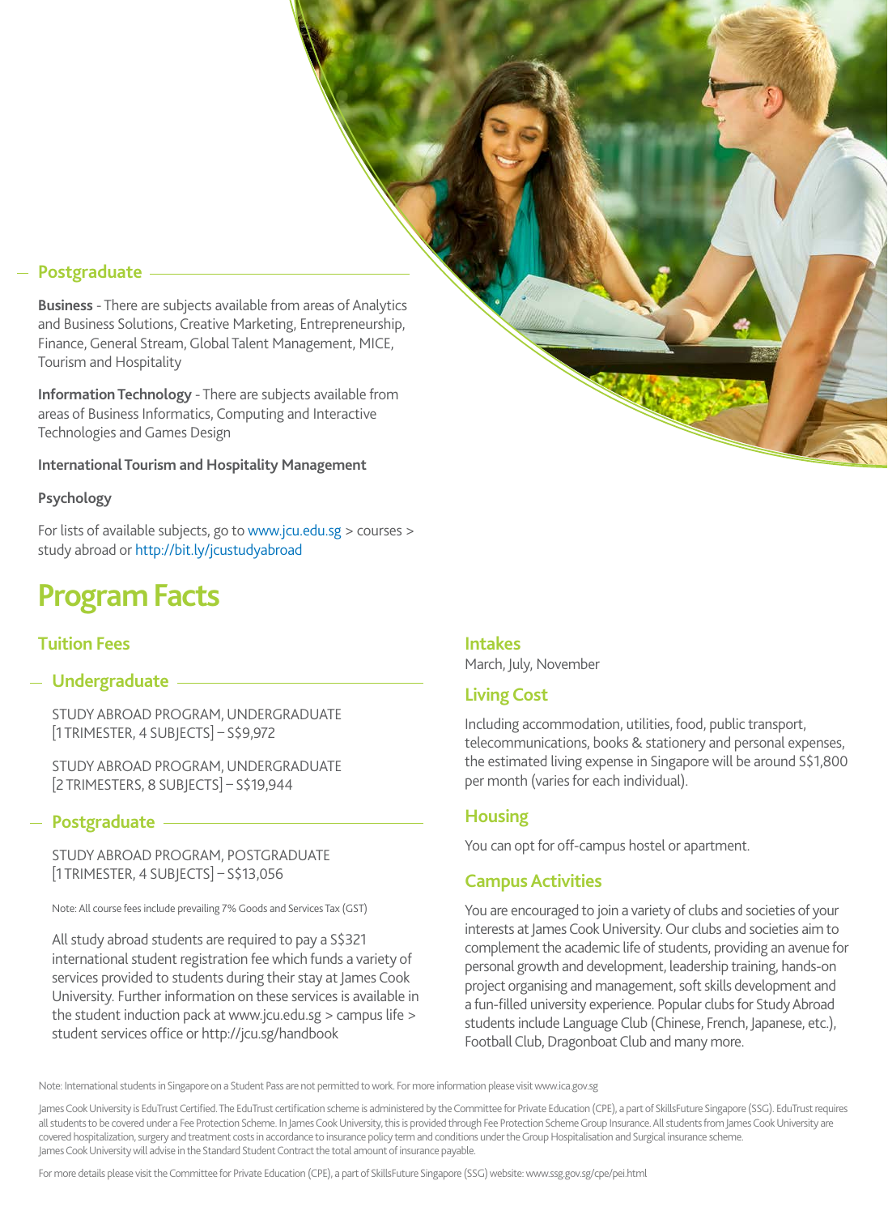## Postgraduate

**Business** - There are subjects available from areas of Analytics and Business Solutions, Creative Marketing, Entrepreneurship, Finance, General Stream, Global Talent Management, MICE, Tourism and Hospitality

**Information Technology** - There are subjects available from areas of Business Informatics, Computing and Interactive Technologies and Games Design

**International Tourism and Hospitality Management**

**Psychology**

For lists of available subjects, go to www.jcu.edu.sg > courses > study abroad or http://bit.ly/jcustudyabroad

# Program Facts

## Tuition Fees

### Undergraduate

STUDY ABROAD PROGRAM, UNDERGRADUATE [1 TRIMESTER, 4 SUBJECTS] – S$9,972

STUDY ABROAD PROGRAM, UNDERGRADUATE [2 TRIMESTERS, 8 SUBJECTS] – S$19,944

### Postgraduate

STUDY ABROAD PROGRAM, POSTGRADUATE [1 TRIMESTER, 4 SUBJECTS] – S$13,056

Note: All course fees include prevailing 7% Goods and Services Tax (GST)

All study abroad students are required to pay a S$321 international student registration fee which funds a variety of services provided to students during their stay at James Cook University. Further information on these services is available in the student induction pack at www.jcu.edu.sg > campus life > student services office or http://jcu.sg/handbook

## Intakes

March, July, November

## Living Cost

Including accommodation, utilities, food, public transport, telecommunications, books & stationery and personal expenses, the estimated living expense in Singapore will be around S$1,800 per month (varies for each individual).

## Housing

You can opt for off-campus hostel or apartment.

## Campus Activities

You are encouraged to join a variety of clubs and societies of your interests at James Cook University. Our clubs and societies aim to complement the academic life of students, providing an avenue for personal growth and development, leadership training, hands-on project organising and management, soft skills development and a fun-filled university experience. Popular clubs for Study Abroad students include Language Club (Chinese, French, Japanese, etc.), Football Club, Dragonboat Club and many more.

Note: International students in Singapore on a Student Pass are not permitted to work. For more information please visit www.ica.gov.sg

James Cook University is EduTrust Certified. The EduTrust certification scheme is administered by the Committee for Private Education (CPE), a part of SkillsFuture Singapore (SSG). EduTrust requires all students to be covered under a Fee Protection Scheme. In James Cook University, this is provided through Fee Protection Scheme Group Insurance. All students from James Cook University are covered hospitalization, surgery and treatment costs in accordance to insurance policy term and conditions under the Group Hospitalisation and Surgical insurance scheme.
James Cook University will advise in the Standard Student Contract the total amount of insurance payable.

For more details please visit the Committee for Private Education (CPE), a part of SkillsFuture Singapore (SSG) website: www.ssg.gov.sg/cpe/pei.html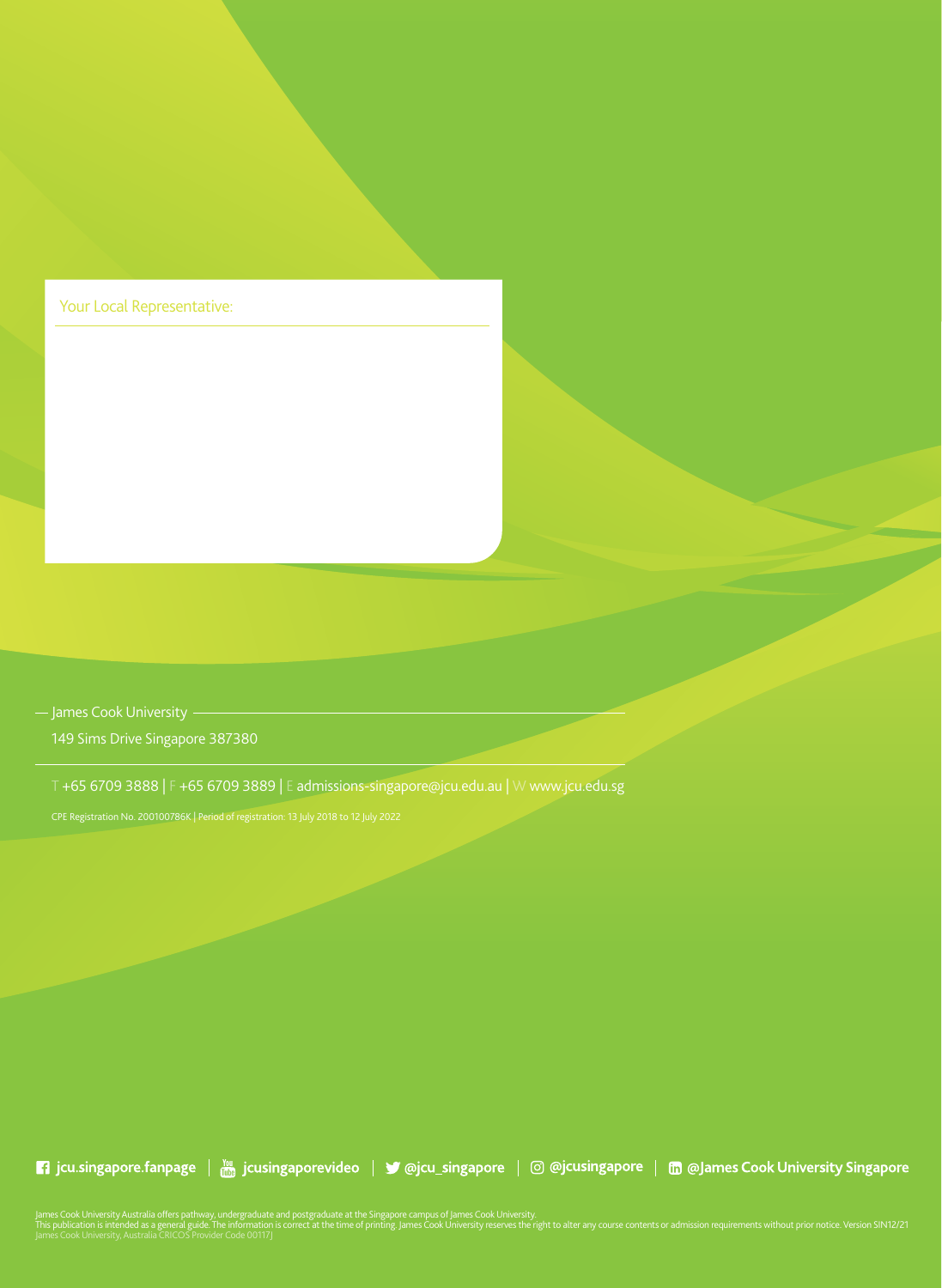Your Local Representative:

James Cook University

149 Sims Drive Singapore 387380

T +65 6709 3888 | F +65 6709 3889 | E admissions-singapore@jcu.edu.au | W www.jcu.edu.sg

CPE Registration No. 200100786K | Period of registration: 13 July 2018 to 12 July 2022

jcu.singapore.fanpage | jcusingaporevideo | @jcu_singapore | @jcusingapore | @James Cook University Singapore

James Cook University Australia offers pathway, undergraduate and postgraduate at the Singapore campus of James Cook University.
This publication is intended as a general guide. The information is correct at the time of printing. James Cook University reserves the right to alter any course contents or admission requirements without prior notice. Version SIN12/21
James Cook University, Australia CRICOS Provider Code 00117J